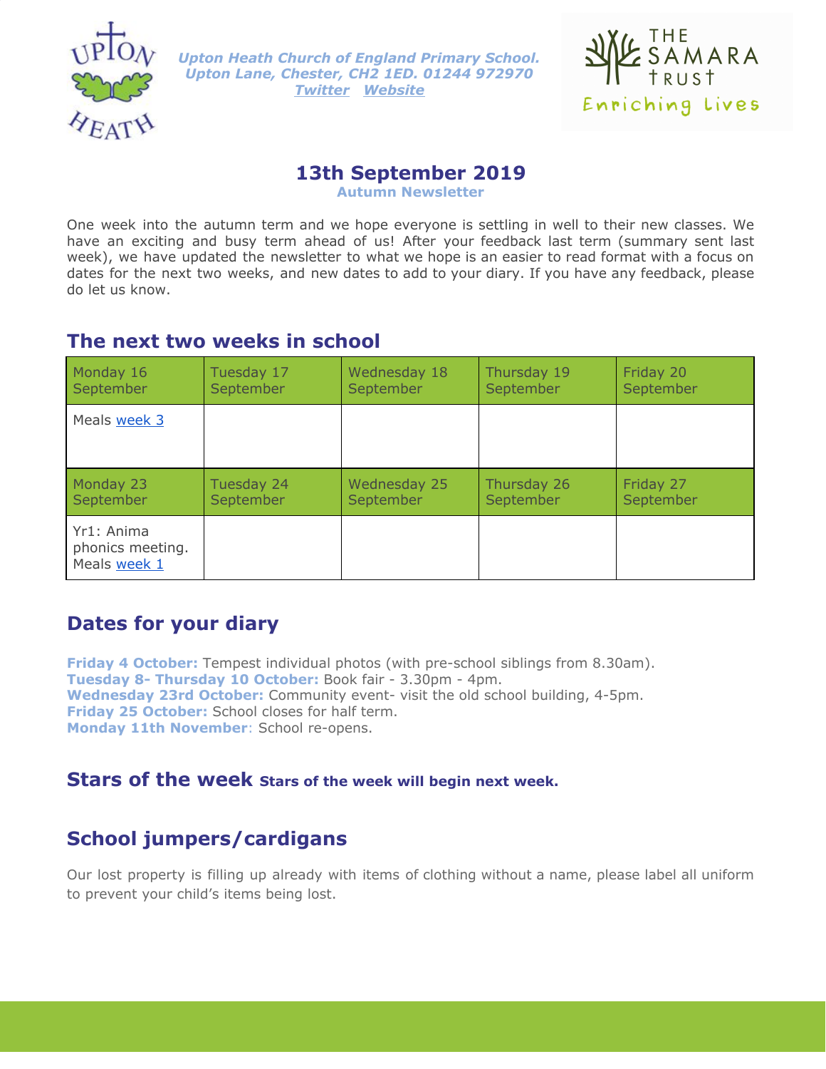*Upton Heath Church of England Primary School.*
*Upton Lane, Chester, CH2 1ED. 01244 972970*
*[Twitter](#) [Website](#)*

# 13th September 2019

**Autumn Newsletter**

One week into the autumn term and we hope everyone is settling in well to their new classes. We have an exciting and busy term ahead of us! After your feedback last term (summary sent last week), we have updated the newsletter to what we hope is an easier to read format with a focus on dates for the next two weeks, and new dates to add to your diary. If you have any feedback, please do let us know.

## The next two weeks in school

| Monday 16 September | Tuesday 17 September | Wednesday 18 September | Thursday 19 September | Friday 20 September |
|---|---|---|---|---|
| Meals [week 3](#) | | | | |
| **Monday 23 September** | **Tuesday 24 September** | **Wednesday 25 September** | **Thursday 26 September** | **Friday 27 September** |
| Yr1: Anima phonics meeting. Meals [week 1](#) | | | | |

## Dates for your diary

**Friday 4 October:** Tempest individual photos (with pre-school siblings from 8.30am).
**Tuesday 8- Thursday 10 October:** Book fair - 3.30pm - 4pm.
**Wednesday 23rd October:** Community event- visit the old school building, 4-5pm.
**Friday 25 October:** School closes for half term.
**Monday 11th November**: School re-opens.

## Stars of the week **Stars of the week will begin next week.**

## School jumpers/cardigans

Our lost property is filling up already with items of clothing without a name, please label all uniform to prevent your child's items being lost.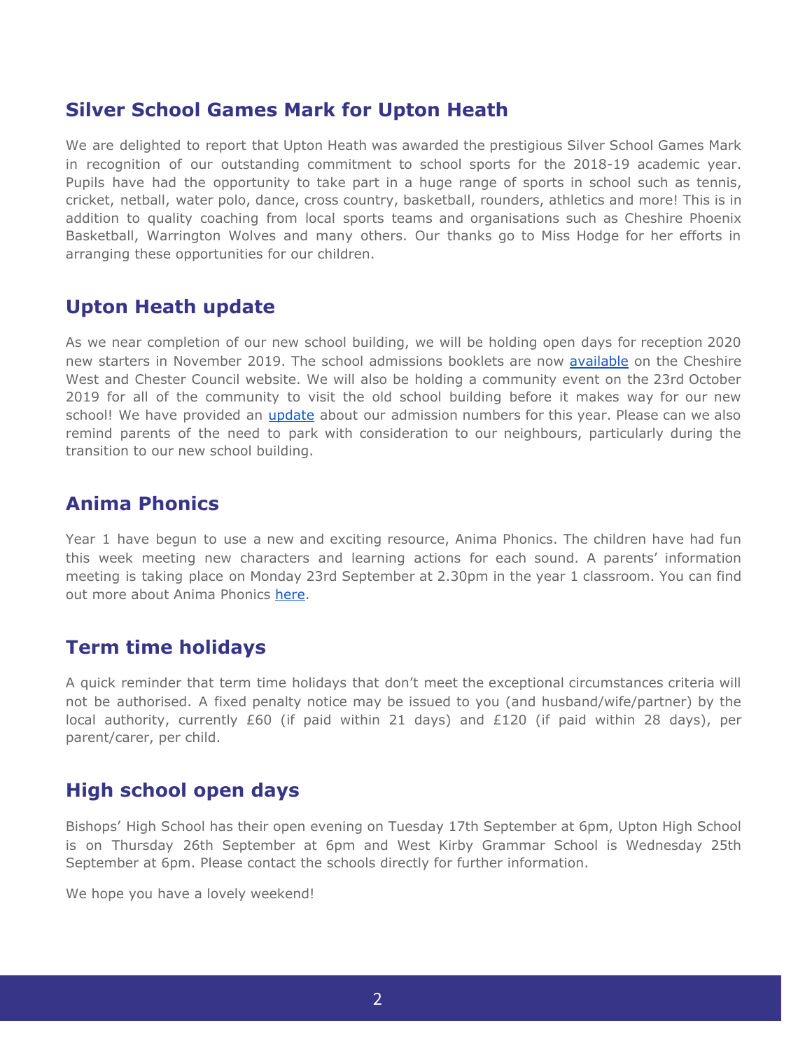## Silver School Games Mark for Upton Heath

We are delighted to report that Upton Heath was awarded the prestigious Silver School Games Mark in recognition of our outstanding commitment to school sports for the 2018-19 academic year. Pupils have had the opportunity to take part in a huge range of sports in school such as tennis, cricket, netball, water polo, dance, cross country, basketball, rounders, athletics and more! This is in addition to quality coaching from local sports teams and organisations such as Cheshire Phoenix Basketball, Warrington Wolves and many others. Our thanks go to Miss Hodge for her efforts in arranging these opportunities for our children.

## Upton Heath update

As we near completion of our new school building, we will be holding open days for reception 2020 new starters in November 2019. The school admissions booklets are now available on the Cheshire West and Chester Council website. We will also be holding a community event on the 23rd October 2019 for all of the community to visit the old school building before it makes way for our new school! We have provided an update about our admission numbers for this year. Please can we also remind parents of the need to park with consideration to our neighbours, particularly during the transition to our new school building.

## Anima Phonics

Year 1 have begun to use a new and exciting resource, Anima Phonics. The children have had fun this week meeting new characters and learning actions for each sound. A parents' information meeting is taking place on Monday 23rd September at 2.30pm in the year 1 classroom. You can find out more about Anima Phonics here.

## Term time holidays

A quick reminder that term time holidays that don't meet the exceptional circumstances criteria will not be authorised. A fixed penalty notice may be issued to you (and husband/wife/partner) by the local authority, currently £60 (if paid within 21 days) and £120 (if paid within 28 days), per parent/carer, per child.

## High school open days

Bishops' High School has their open evening on Tuesday 17th September at 6pm, Upton High School is on Thursday 26th September at 6pm and West Kirby Grammar School is Wednesday 25th September at 6pm. Please contact the schools directly for further information.

We hope you have a lovely weekend!